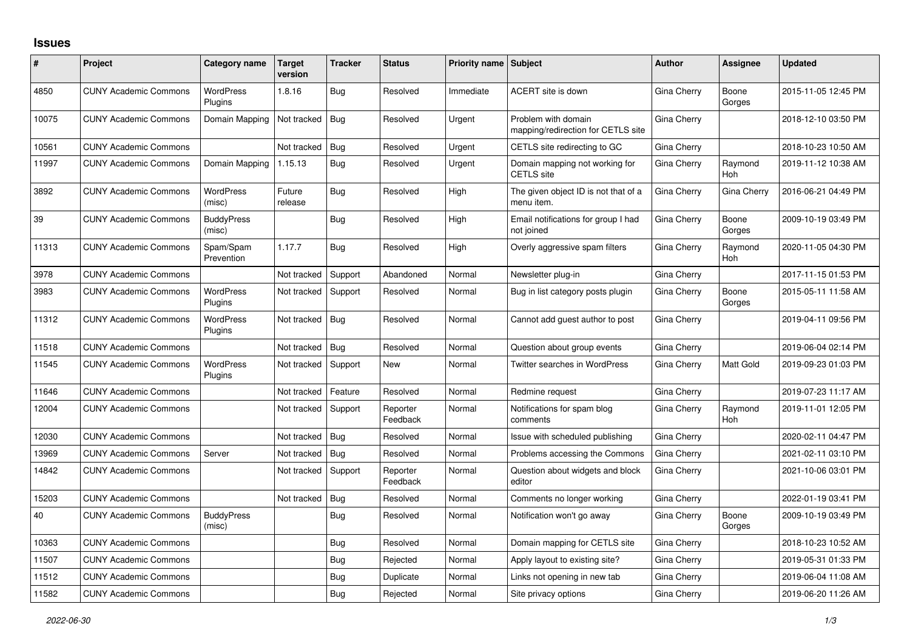# Issues

| # | Project | Category name | Target version | Tracker | Status | Priority name | Subject | Author | Assignee | Updated |
|---|---|---|---|---|---|---|---|---|---|---|
| 4850 | CUNY Academic Commons | WordPress Plugins | 1.8.16 | Bug | Resolved | Immediate | ACERT site is down | Gina Cherry | Boone Gorges | 2015-11-05 12:45 PM |
| 10075 | CUNY Academic Commons | Domain Mapping | Not tracked | Bug | Resolved | Urgent | Problem with domain mapping/redirection for CETLS site | Gina Cherry | | 2018-12-10 03:50 PM |
| 10561 | CUNY Academic Commons | | Not tracked | Bug | Resolved | Urgent | CETLS site redirecting to GC | Gina Cherry | | 2018-10-23 10:50 AM |
| 11997 | CUNY Academic Commons | Domain Mapping | 1.15.13 | Bug | Resolved | Urgent | Domain mapping not working for CETLS site | Gina Cherry | Raymond Hoh | 2019-11-12 10:38 AM |
| 3892 | CUNY Academic Commons | WordPress (misc) | Future release | Bug | Resolved | High | The given object ID is not that of a menu item. | Gina Cherry | Gina Cherry | 2016-06-21 04:49 PM |
| 39 | CUNY Academic Commons | BuddyPress (misc) | | Bug | Resolved | High | Email notifications for group I had not joined | Gina Cherry | Boone Gorges | 2009-10-19 03:49 PM |
| 11313 | CUNY Academic Commons | Spam/Spam Prevention | 1.17.7 | Bug | Resolved | High | Overly aggressive spam filters | Gina Cherry | Raymond Hoh | 2020-11-05 04:30 PM |
| 3978 | CUNY Academic Commons | | Not tracked | Support | Abandoned | Normal | Newsletter plug-in | Gina Cherry | | 2017-11-15 01:53 PM |
| 3983 | CUNY Academic Commons | WordPress Plugins | Not tracked | Support | Resolved | Normal | Bug in list category posts plugin | Gina Cherry | Boone Gorges | 2015-05-11 11:58 AM |
| 11312 | CUNY Academic Commons | WordPress Plugins | Not tracked | Bug | Resolved | Normal | Cannot add guest author to post | Gina Cherry | | 2019-04-11 09:56 PM |
| 11518 | CUNY Academic Commons | | Not tracked | Bug | Resolved | Normal | Question about group events | Gina Cherry | | 2019-06-04 02:14 PM |
| 11545 | CUNY Academic Commons | WordPress Plugins | Not tracked | Support | New | Normal | Twitter searches in WordPress | Gina Cherry | Matt Gold | 2019-09-23 01:03 PM |
| 11646 | CUNY Academic Commons | | Not tracked | Feature | Resolved | Normal | Redmine request | Gina Cherry | | 2019-07-23 11:17 AM |
| 12004 | CUNY Academic Commons | | Not tracked | Support | Reporter Feedback | Normal | Notifications for spam blog comments | Gina Cherry | Raymond Hoh | 2019-11-01 12:05 PM |
| 12030 | CUNY Academic Commons | | Not tracked | Bug | Resolved | Normal | Issue with scheduled publishing | Gina Cherry | | 2020-02-11 04:47 PM |
| 13969 | CUNY Academic Commons | Server | Not tracked | Bug | Resolved | Normal | Problems accessing the Commons | Gina Cherry | | 2021-02-11 03:10 PM |
| 14842 | CUNY Academic Commons | | Not tracked | Support | Reporter Feedback | Normal | Question about widgets and block editor | Gina Cherry | | 2021-10-06 03:01 PM |
| 15203 | CUNY Academic Commons | | Not tracked | Bug | Resolved | Normal | Comments no longer working | Gina Cherry | | 2022-01-19 03:41 PM |
| 40 | CUNY Academic Commons | BuddyPress (misc) | | Bug | Resolved | Normal | Notification won't go away | Gina Cherry | Boone Gorges | 2009-10-19 03:49 PM |
| 10363 | CUNY Academic Commons | | | Bug | Resolved | Normal | Domain mapping for CETLS site | Gina Cherry | | 2018-10-23 10:52 AM |
| 11507 | CUNY Academic Commons | | | Bug | Rejected | Normal | Apply layout to existing site? | Gina Cherry | | 2019-05-31 01:33 PM |
| 11512 | CUNY Academic Commons | | | Bug | Duplicate | Normal | Links not opening in new tab | Gina Cherry | | 2019-06-04 11:08 AM |
| 11582 | CUNY Academic Commons | | | Bug | Rejected | Normal | Site privacy options | Gina Cherry | | 2019-06-20 11:26 AM |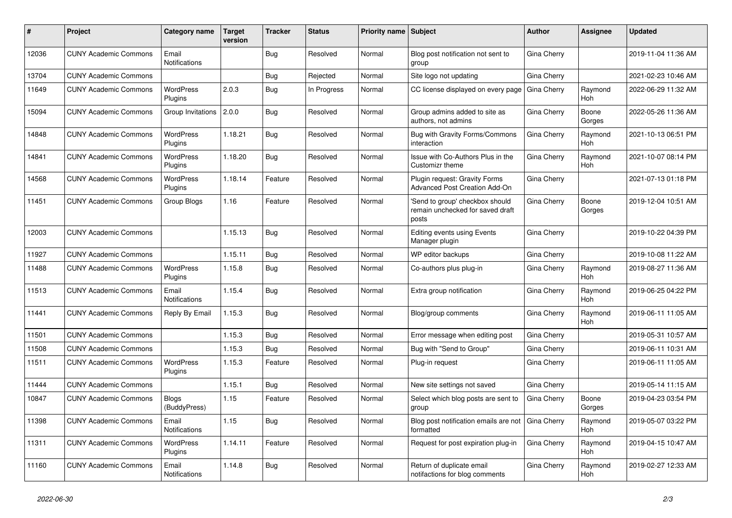| # | Project | Category name | Target version | Tracker | Status | Priority name | Subject | Author | Assignee | Updated |
|---|---|---|---|---|---|---|---|---|---|---|
| 12036 | CUNY Academic Commons | Email Notifications | | Bug | Resolved | Normal | Blog post notification not sent to group | Gina Cherry | | 2019-11-04 11:36 AM |
| 13704 | CUNY Academic Commons | | | Bug | Rejected | Normal | Site logo not updating | Gina Cherry | | 2021-02-23 10:46 AM |
| 11649 | CUNY Academic Commons | WordPress Plugins | 2.0.3 | Bug | In Progress | Normal | CC license displayed on every page | Gina Cherry | Raymond Hoh | 2022-06-29 11:32 AM |
| 15094 | CUNY Academic Commons | Group Invitations | 2.0.0 | Bug | Resolved | Normal | Group admins added to site as authors, not admins | Gina Cherry | Boone Gorges | 2022-05-26 11:36 AM |
| 14848 | CUNY Academic Commons | WordPress Plugins | 1.18.21 | Bug | Resolved | Normal | Bug with Gravity Forms/Commons interaction | Gina Cherry | Raymond Hoh | 2021-10-13 06:51 PM |
| 14841 | CUNY Academic Commons | WordPress Plugins | 1.18.20 | Bug | Resolved | Normal | Issue with Co-Authors Plus in the Customizr theme | Gina Cherry | Raymond Hoh | 2021-10-07 08:14 PM |
| 14568 | CUNY Academic Commons | WordPress Plugins | 1.18.14 | Feature | Resolved | Normal | Plugin request: Gravity Forms Advanced Post Creation Add-On | Gina Cherry | | 2021-07-13 01:18 PM |
| 11451 | CUNY Academic Commons | Group Blogs | 1.16 | Feature | Resolved | Normal | 'Send to group' checkbox should remain unchecked for saved draft posts | Gina Cherry | Boone Gorges | 2019-12-04 10:51 AM |
| 12003 | CUNY Academic Commons | | 1.15.13 | Bug | Resolved | Normal | Editing events using Events Manager plugin | Gina Cherry | | 2019-10-22 04:39 PM |
| 11927 | CUNY Academic Commons | | 1.15.11 | Bug | Resolved | Normal | WP editor backups | Gina Cherry | | 2019-10-08 11:22 AM |
| 11488 | CUNY Academic Commons | WordPress Plugins | 1.15.8 | Bug | Resolved | Normal | Co-authors plus plug-in | Gina Cherry | Raymond Hoh | 2019-08-27 11:36 AM |
| 11513 | CUNY Academic Commons | Email Notifications | 1.15.4 | Bug | Resolved | Normal | Extra group notification | Gina Cherry | Raymond Hoh | 2019-06-25 04:22 PM |
| 11441 | CUNY Academic Commons | Reply By Email | 1.15.3 | Bug | Resolved | Normal | Blog/group comments | Gina Cherry | Raymond Hoh | 2019-06-11 11:05 AM |
| 11501 | CUNY Academic Commons | | 1.15.3 | Bug | Resolved | Normal | Error message when editing post | Gina Cherry | | 2019-05-31 10:57 AM |
| 11508 | CUNY Academic Commons | | 1.15.3 | Bug | Resolved | Normal | Bug with "Send to Group" | Gina Cherry | | 2019-06-11 10:31 AM |
| 11511 | CUNY Academic Commons | WordPress Plugins | 1.15.3 | Feature | Resolved | Normal | Plug-in request | Gina Cherry | | 2019-06-11 11:05 AM |
| 11444 | CUNY Academic Commons | | 1.15.1 | Bug | Resolved | Normal | New site settings not saved | Gina Cherry | | 2019-05-14 11:15 AM |
| 10847 | CUNY Academic Commons | Blogs (BuddyPress) | 1.15 | Feature | Resolved | Normal | Select which blog posts are sent to group | Gina Cherry | Boone Gorges | 2019-04-23 03:54 PM |
| 11398 | CUNY Academic Commons | Email Notifications | 1.15 | Bug | Resolved | Normal | Blog post notification emails are not formatted | Gina Cherry | Raymond Hoh | 2019-05-07 03:22 PM |
| 11311 | CUNY Academic Commons | WordPress Plugins | 1.14.11 | Feature | Resolved | Normal | Request for post expiration plug-in | Gina Cherry | Raymond Hoh | 2019-04-15 10:47 AM |
| 11160 | CUNY Academic Commons | Email Notifications | 1.14.8 | Bug | Resolved | Normal | Return of duplicate email notifactions for blog comments | Gina Cherry | Raymond Hoh | 2019-02-27 12:33 AM |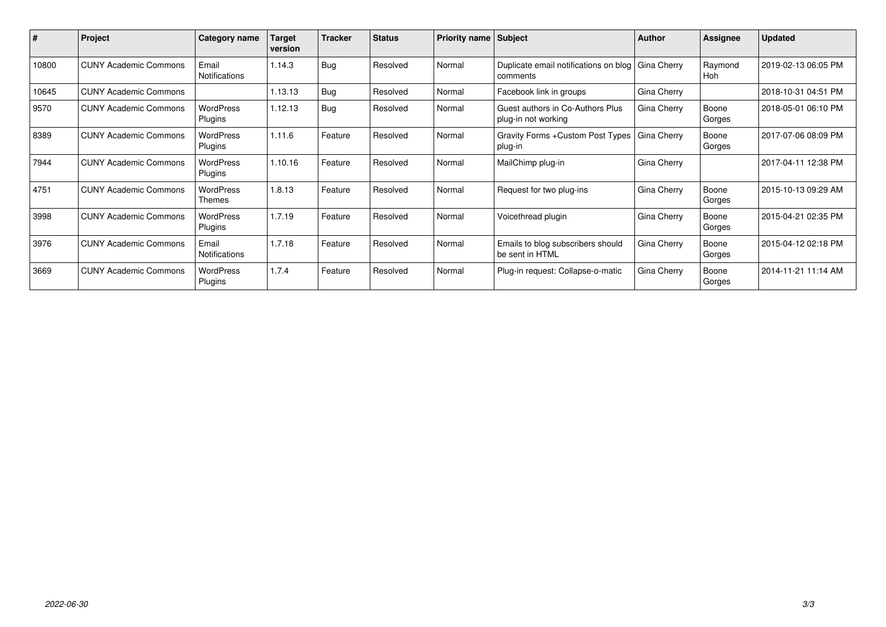| # | Project | Category name | Target version | Tracker | Status | Priority name | Subject | Author | Assignee | Updated |
|---|---|---|---|---|---|---|---|---|---|---|
| 10800 | CUNY Academic Commons | Email Notifications | 1.14.3 | Bug | Resolved | Normal | Duplicate email notifications on blog comments | Gina Cherry | Raymond Hoh | 2019-02-13 06:05 PM |
| 10645 | CUNY Academic Commons | | 1.13.13 | Bug | Resolved | Normal | Facebook link in groups | Gina Cherry | | 2018-10-31 04:51 PM |
| 9570 | CUNY Academic Commons | WordPress Plugins | 1.12.13 | Bug | Resolved | Normal | Guest authors in Co-Authors Plus plug-in not working | Gina Cherry | Boone Gorges | 2018-05-01 06:10 PM |
| 8389 | CUNY Academic Commons | WordPress Plugins | 1.11.6 | Feature | Resolved | Normal | Gravity Forms +Custom Post Types plug-in | Gina Cherry | Boone Gorges | 2017-07-06 08:09 PM |
| 7944 | CUNY Academic Commons | WordPress Plugins | 1.10.16 | Feature | Resolved | Normal | MailChimp plug-in | Gina Cherry | | 2017-04-11 12:38 PM |
| 4751 | CUNY Academic Commons | WordPress Themes | 1.8.13 | Feature | Resolved | Normal | Request for two plug-ins | Gina Cherry | Boone Gorges | 2015-10-13 09:29 AM |
| 3998 | CUNY Academic Commons | WordPress Plugins | 1.7.19 | Feature | Resolved | Normal | Voicethread plugin | Gina Cherry | Boone Gorges | 2015-04-21 02:35 PM |
| 3976 | CUNY Academic Commons | Email Notifications | 1.7.18 | Feature | Resolved | Normal | Emails to blog subscribers should be sent in HTML | Gina Cherry | Boone Gorges | 2015-04-12 02:18 PM |
| 3669 | CUNY Academic Commons | WordPress Plugins | 1.7.4 | Feature | Resolved | Normal | Plug-in request: Collapse-o-matic | Gina Cherry | Boone Gorges | 2014-11-21 11:14 AM |